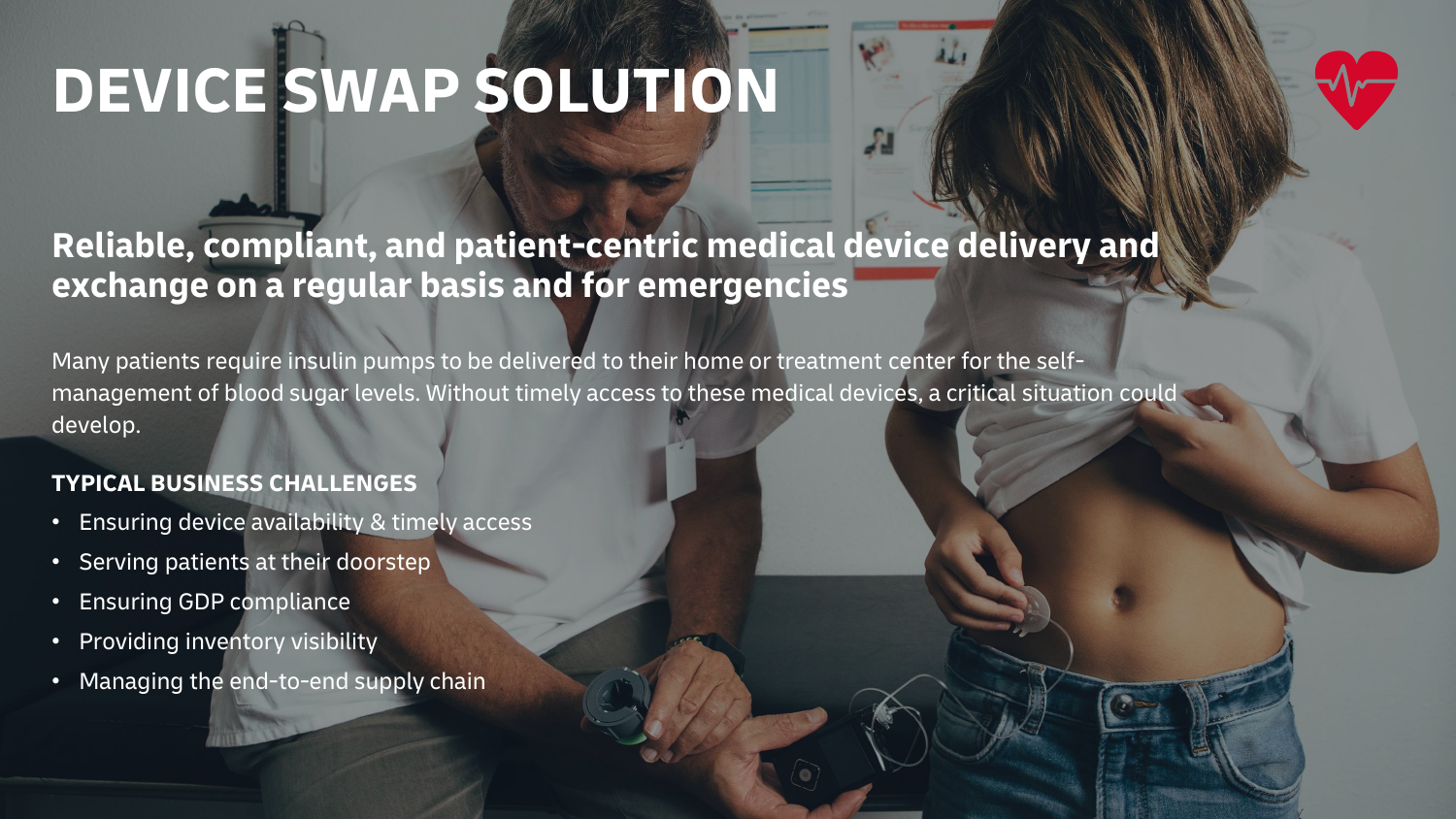# DEVICE SWAP SOLUTION

## Reliable, compliant, and patient-centric medical device delivery and exchange on a regular basis and for emergencies

Many patients require insulin pumps to be delivered to their home or treatment center for the self-management of blood sugar levels. Without timely access to these medical devices, a critical situation could develop.

**TYPICAL BUSINESS CHALLENGES**

- Ensuring device availability & timely access
- Serving patients at their doorstep
- Ensuring GDP compliance
- Providing inventory visibility
- Managing the end-to-end supply chain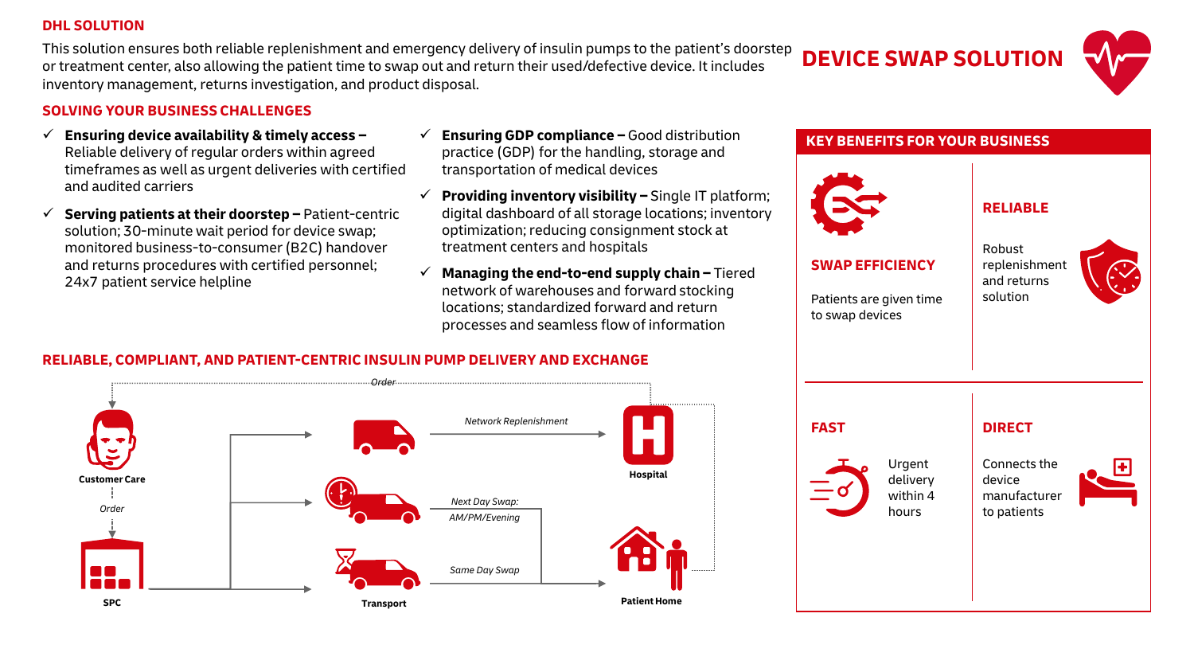## DHL SOLUTION

This solution ensures both reliable replenishment and emergency delivery of insulin pumps to the patient's doorstep or treatment center, also allowing the patient time to swap out and return their used/defective device. It includes inventory management, returns investigation, and product disposal.

# DEVICE SWAP SOLUTION

## SOLVING YOUR BUSINESS CHALLENGES

- ✓ **Ensuring device availability & timely access –** Reliable delivery of regular orders within agreed timeframes as well as urgent deliveries with certified and audited carriers
- ✓ **Serving patients at their doorstep –** Patient-centric solution; 30-minute wait period for device swap; monitored business-to-consumer (B2C) handover and returns procedures with certified personnel; 24x7 patient service helpline
- ✓ **Ensuring GDP compliance –** Good distribution practice (GDP) for the handling, storage and transportation of medical devices
- ✓ **Providing inventory visibility –** Single IT platform; digital dashboard of all storage locations; inventory optimization; reducing consignment stock at treatment centers and hospitals
- ✓ **Managing the end-to-end supply chain –** Tiered network of warehouses and forward stocking locations; standardized forward and return processes and seamless flow of information

## RELIABLE, COMPLIANT, AND PATIENT-CENTRIC INSULIN PUMP DELIVERY AND EXCHANGE

Order

Customer Care

Order

SPC

Transport

Network Replenishment

Next Day Swap: AM/PM/Evening

Same Day Swap

Hospital

Patient Home

## KEY BENEFITS FOR YOUR BUSINESS

### SWAP EFFICIENCY

Patients are given time to swap devices

### RELIABLE

Robust replenishment and returns solution

### FAST

Urgent delivery within 4 hours

### DIRECT

Connects the device manufacturer to patients